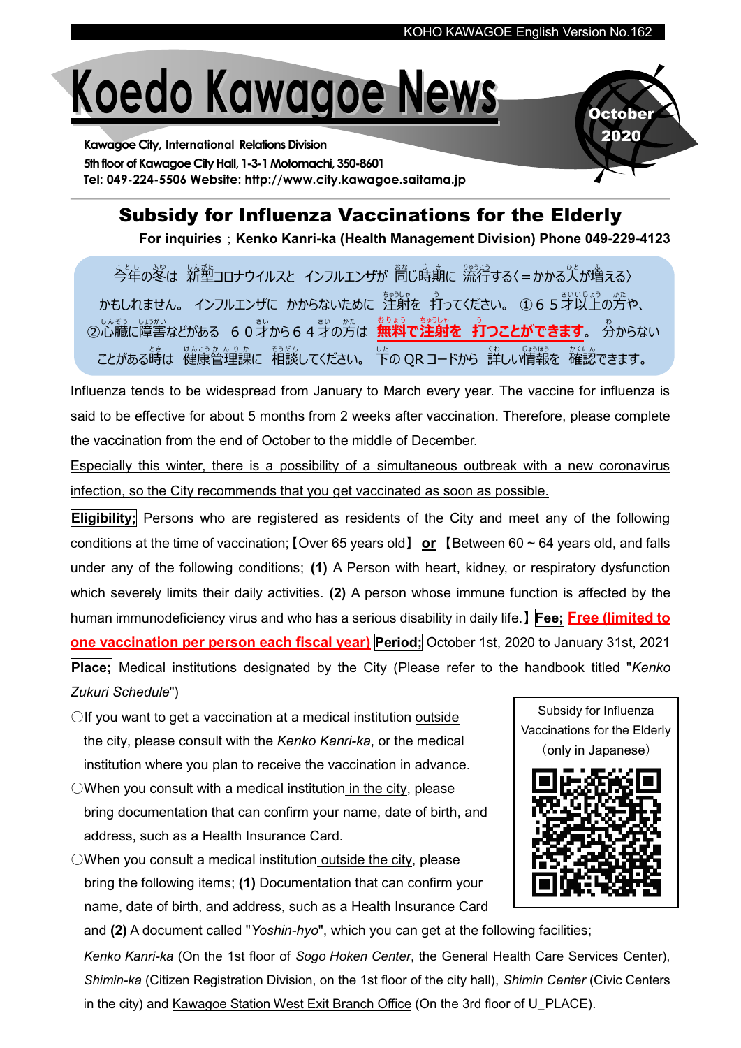# Koedo Kawagoe News

October 2020

**Kawagoe City, International Relations Division**
**5th floor of Kawagoe City Hall, 1-3-1 Motomachi, 350-8601**
**Tel: 049-224-5506 Website: http://www.city.kawagoe.saitama.jp**

## Subsidy for Influenza Vaccinations for the Elderly

**For inquiries；Kenko Kanri-ka (Health Management Division) Phone 049-229-4123**

今年の冬は 新型コロナウイルスと インフルエンザが 同じ時期に 流行する(＝かかる人が増える)かもしれません。 インフルエンザに かからないために 注射を 打ってください。 ①６５才以上の方や、②心臓に障害などがある ６０才から６４才の方は **無料で注射を 打つことができます**。 分からないことがある時は 健康管理課に 相談してください。 下の QR コードから 詳しい情報を 確認できます。

Influenza tends to be widespread from January to March every year. The vaccine for influenza is said to be effective for about 5 months from 2 weeks after vaccination. Therefore, please complete the vaccination from the end of October to the middle of December.

Especially this winter, there is a possibility of a simultaneous outbreak with a new coronavirus infection, so the City recommends that you get vaccinated as soon as possible.

**Eligibility;** Persons who are registered as residents of the City and meet any of the following conditions at the time of vaccination;【Over 65 years old】 **or** 【Between 60 ~ 64 years old, and falls under any of the following conditions; **(1)** A Person with heart, kidney, or respiratory dysfunction which severely limits their daily activities. **(2)** A person whose immune function is affected by the human immunodeficiency virus and who has a serious disability in daily life.】**Fee;** **Free (limited to one vaccination per person each fiscal year)** **Period;** October 1st, 2020 to January 31st, 2021 **Place;** Medical institutions designated by the City (Please refer to the handbook titled "*Kenko Zukuri Schedule*")

- ○If you want to get a vaccination at a medical institution outside the city, please consult with the *Kenko Kanri-ka*, or the medical institution where you plan to receive the vaccination in advance.
- ○When you consult with a medical institution in the city, please bring documentation that can confirm your name, date of birth, and address, such as a Health Insurance Card.
- ○When you consult a medical institution outside the city, please bring the following items; **(1)** Documentation that can confirm your name, date of birth, and address, such as a Health Insurance Card and **(2)** A document called "*Yoshin-hyo*", which you can get at the following facilities; *Kenko Kanri-ka* (On the 1st floor of *Sogo Hoken Center*, the General Health Care Services Center), *Shimin-ka* (Citizen Registration Division, on the 1st floor of the city hall), *Shimin Center* (Civic Centers in the city) and Kawagoe Station West Exit Branch Office (On the 3rd floor of U_PLACE).

Subsidy for Influenza Vaccinations for the Elderly (only in Japanese)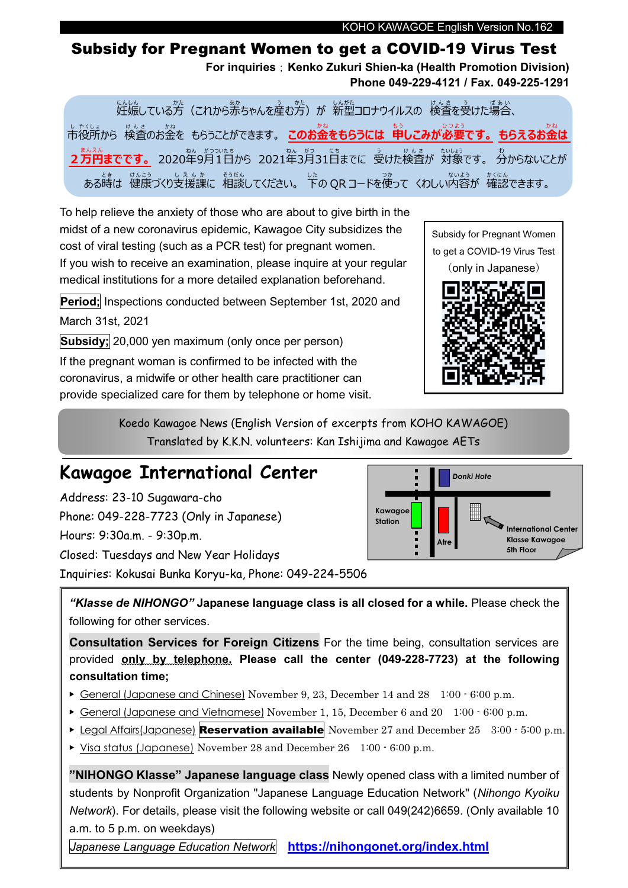# Subsidy for Pregnant Women to get a COVID-19 Virus Test

**For inquiries；Kenko Zukuri Shien-ka (Health Promotion Division)**
**Phone 049-229-4121 / Fax. 049-225-1291**

妊娠している方（これから赤ちゃんを産む方）が　新型コロナウイルスの　検査を受けた場合、市役所から　検査のお金を　もらうことができます。**このお金をもらうには　申しこみが必要です。もらえるお金は２万円までです。** 2020年9月1日から　2021年3月31日までに　受けた検査が　対象です。　分からないことがある時は　健康づくり支援課に　相談してください。　下のQRコードを使って　くわしい内容が　確認できます。

To help relieve the anxiety of those who are about to give birth in the midst of a new coronavirus epidemic, Kawagoe City subsidizes the cost of viral testing (such as a PCR test) for pregnant women.
If you wish to receive an examination, please inquire at your regular medical institutions for a more detailed explanation beforehand.

**Period;** Inspections conducted between September 1st, 2020 and March 31st, 2021

**Subsidy;** 20,000 yen maximum (only once per person)

If the pregnant woman is confirmed to be infected with the coronavirus, a midwife or other health care practitioner can provide specialized care for them by telephone or home visit.

Subsidy for Pregnant Women to get a COVID-19 Virus Test (only in Japanese)

Koedo Kawagoe News (English Version of excerpts from KOHO KAWAGOE)
Translated by K.K.N. volunteers: Kan Ishijima and Kawagoe AETs

## Kawagoe International Center

Address: 23-10 Sugawara-cho
Phone: 049-228-7723 (Only in Japanese)
Hours: 9:30a.m. - 9:30p.m.
Closed: Tuesdays and New Year Holidays
Inquiries: Kokusai Bunka Koryu-ka, Phone: 049-224-5506

Donki Hote
Kawagoe Station
Atre
International Center
Klasse Kawagoe
5th Floor

***"Klasse de NIHONGO"*** **Japanese language class is all closed for a while.** Please check the following for other services.

**Consultation Services for Foreign Citizens** For the time being, consultation services are provided **only by telephone. Please call the center (049-228-7723) at the following consultation time;**

- General (Japanese and Chinese) November 9, 23, December 14 and 28　1:00 - 6:00 p.m.
- General (Japanese and Vietnamese) November 1, 15, December 6 and 20　1:00 - 6:00 p.m.
- Legal Affairs(Japanese) **Reservation available** November 27 and December 25　3:00 - 5:00 p.m.
- Visa status (Japanese) November 28 and December 26　1:00 - 6:00 p.m.

**"NIHONGO Klasse" Japanese language class** Newly opened class with a limited number of students by Nonprofit Organization "Japanese Language Education Network" (*Nihongo Kyoiku Network*). For details, please visit the following website or call 049(242)6659. (Only available 10 a.m. to 5 p.m. on weekdays)

*Japanese Language Education Network*　**https://nihongonet.org/index.html**